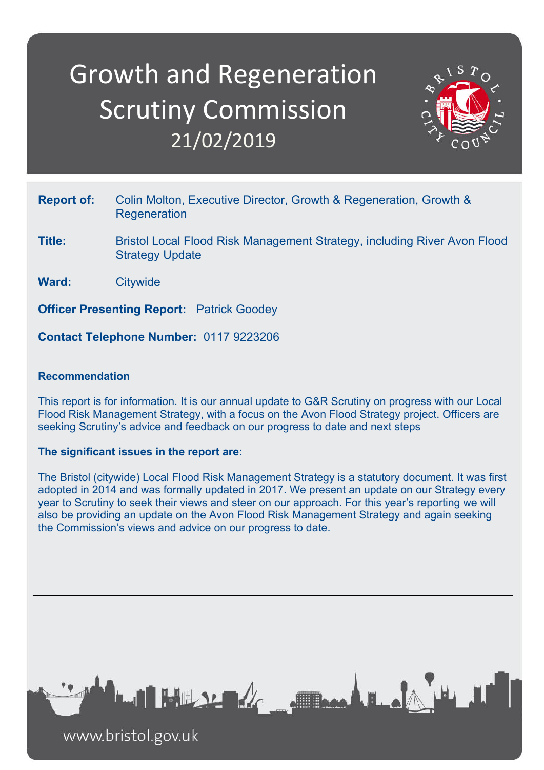# Growth and Regeneration Scrutiny Commission

## 21/02/2019

**Report of:** Colin Molton, Executive Director, Growth & Regeneration, Growth & Regeneration

**Title:** Bristol Local Flood Risk Management Strategy, including River Avon Flood Strategy Update

**Ward:** Citywide

**Officer Presenting Report:** Patrick Goodey

**Contact Telephone Number:** 0117 9223206

**Recommendation**

This report is for information. It is our annual update to G&R Scrutiny on progress with our Local Flood Risk Management Strategy, with a focus on the Avon Flood Strategy project. Officers are seeking Scrutiny's advice and feedback on our progress to date and next steps

**The significant issues in the report are:**

The Bristol (citywide) Local Flood Risk Management Strategy is a statutory document. It was first adopted in 2014 and was formally updated in 2017. We present an update on our Strategy every year to Scrutiny to seek their views and steer on our approach. For this year's reporting we will also be providing an update on the Avon Flood Risk Management Strategy and again seeking the Commission's views and advice on our progress to date.

www.bristol.gov.uk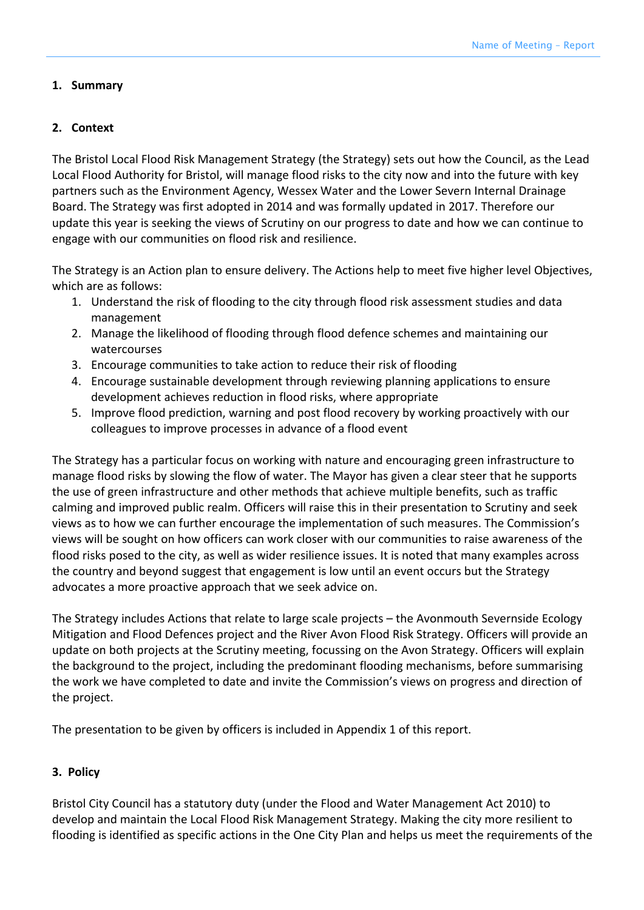## 1. Summary

## 2. Context

The Bristol Local Flood Risk Management Strategy (the Strategy) sets out how the Council, as the Lead Local Flood Authority for Bristol, will manage flood risks to the city now and into the future with key partners such as the Environment Agency, Wessex Water and the Lower Severn Internal Drainage Board. The Strategy was first adopted in 2014 and was formally updated in 2017. Therefore our update this year is seeking the views of Scrutiny on our progress to date and how we can continue to engage with our communities on flood risk and resilience.

The Strategy is an Action plan to ensure delivery. The Actions help to meet five higher level Objectives, which are as follows:

1. Understand the risk of flooding to the city through flood risk assessment studies and data management
2. Manage the likelihood of flooding through flood defence schemes and maintaining our watercourses
3. Encourage communities to take action to reduce their risk of flooding
4. Encourage sustainable development through reviewing planning applications to ensure development achieves reduction in flood risks, where appropriate
5. Improve flood prediction, warning and post flood recovery by working proactively with our colleagues to improve processes in advance of a flood event

The Strategy has a particular focus on working with nature and encouraging green infrastructure to manage flood risks by slowing the flow of water. The Mayor has given a clear steer that he supports the use of green infrastructure and other methods that achieve multiple benefits, such as traffic calming and improved public realm. Officers will raise this in their presentation to Scrutiny and seek views as to how we can further encourage the implementation of such measures. The Commission's views will be sought on how officers can work closer with our communities to raise awareness of the flood risks posed to the city, as well as wider resilience issues. It is noted that many examples across the country and beyond suggest that engagement is low until an event occurs but the Strategy advocates a more proactive approach that we seek advice on.

The Strategy includes Actions that relate to large scale projects – the Avonmouth Severnside Ecology Mitigation and Flood Defences project and the River Avon Flood Risk Strategy. Officers will provide an update on both projects at the Scrutiny meeting, focussing on the Avon Strategy. Officers will explain the background to the project, including the predominant flooding mechanisms, before summarising the work we have completed to date and invite the Commission's views on progress and direction of the project.

The presentation to be given by officers is included in Appendix 1 of this report.

## 3. Policy

Bristol City Council has a statutory duty (under the Flood and Water Management Act 2010) to develop and maintain the Local Flood Risk Management Strategy. Making the city more resilient to flooding is identified as specific actions in the One City Plan and helps us meet the requirements of the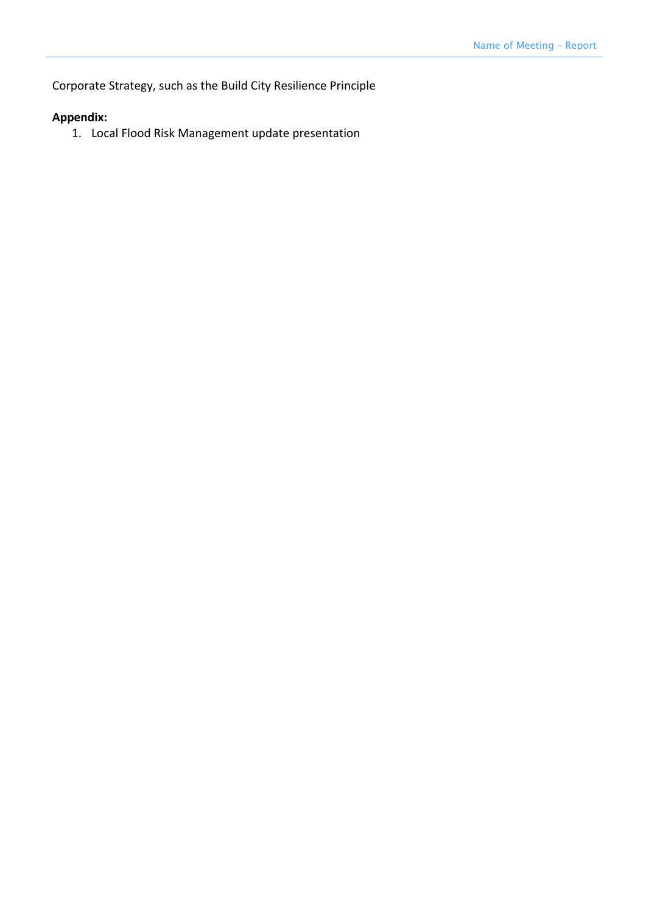Corporate Strategy, such as the Build City Resilience Principle

**Appendix:**

1. Local Flood Risk Management update presentation